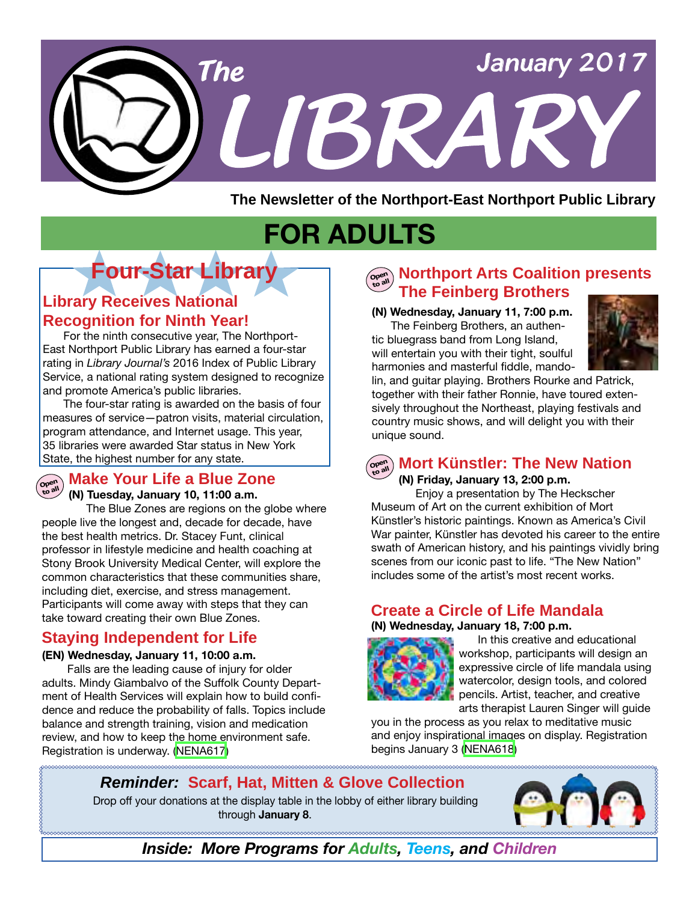# The LIBRARY

January 2017

**The Newsletter of the Northport-East Northport Public Library**

# FOR ADULTS

## Four-Star Library

### Library Receives National Recognition for Ninth Year!

For the ninth consecutive year, The Northport-East Northport Public Library has earned a four-star rating in *Library Journal's* 2016 Index of Public Library Service, a national rating system designed to recognize and promote America's public libraries.

The four-star rating is awarded on the basis of four measures of service—patron visits, material circulation, program attendance, and Internet usage. This year, 35 libraries were awarded Star status in New York State, the highest number for any state.

## Make Your Life a Blue Zone

Open to all

**(N) Tuesday, January 10, 11:00 a.m.**

The Blue Zones are regions on the globe where people live the longest and, decade for decade, have the best health metrics. Dr. Stacey Funt, clinical professor in lifestyle medicine and health coaching at Stony Brook University Medical Center, will explore the common characteristics that these communities share, including diet, exercise, and stress management. Participants will come away with steps that they can take toward creating their own Blue Zones.

## Staying Independent for Life

**(EN) Wednesday, January 11, 10:00 a.m.**

Falls are the leading cause of injury for older adults. Mindy Giambalvo of the Suffolk County Department of Health Services will explain how to build confidence and reduce the probability of falls. Topics include balance and strength training, vision and medication review, and how to keep the home environment safe. Registration is underway. (NENA617)

## Northport Arts Coalition presents The Feinberg Brothers

Open to all

**(N) Wednesday, January 11, 7:00 p.m.**

The Feinberg Brothers, an authentic bluegrass band from Long Island, will entertain you with their tight, soulful harmonies and masterful fiddle, mandolin, and guitar playing. Brothers Rourke and Patrick, together with their father Ronnie, have toured extensively throughout the Northeast, playing festivals and country music shows, and will delight you with their unique sound.

## Mort Künstler: The New Nation

Open to all

**(N) Friday, January 13, 2:00 p.m.**

Enjoy a presentation by The Heckscher Museum of Art on the current exhibition of Mort Künstler's historic paintings. Known as America's Civil War painter, Künstler has devoted his career to the entire swath of American history, and his paintings vividly bring scenes from our iconic past to life. "The New Nation" includes some of the artist's most recent works.

## Create a Circle of Life Mandala

**(N) Wednesday, January 18, 7:00 p.m.**

In this creative and educational workshop, participants will design an expressive circle of life mandala using watercolor, design tools, and colored pencils. Artist, teacher, and creative arts therapist Lauren Singer will guide you in the process as you relax to meditative music and enjoy inspirational images on display. Registration begins January 3 (NENA618)

## *Reminder:* Scarf, Hat, Mitten & Glove Collection

Drop off your donations at the display table in the lobby of either library building through **January 8**.

***Inside: More Programs for Adults, Teens, and Children***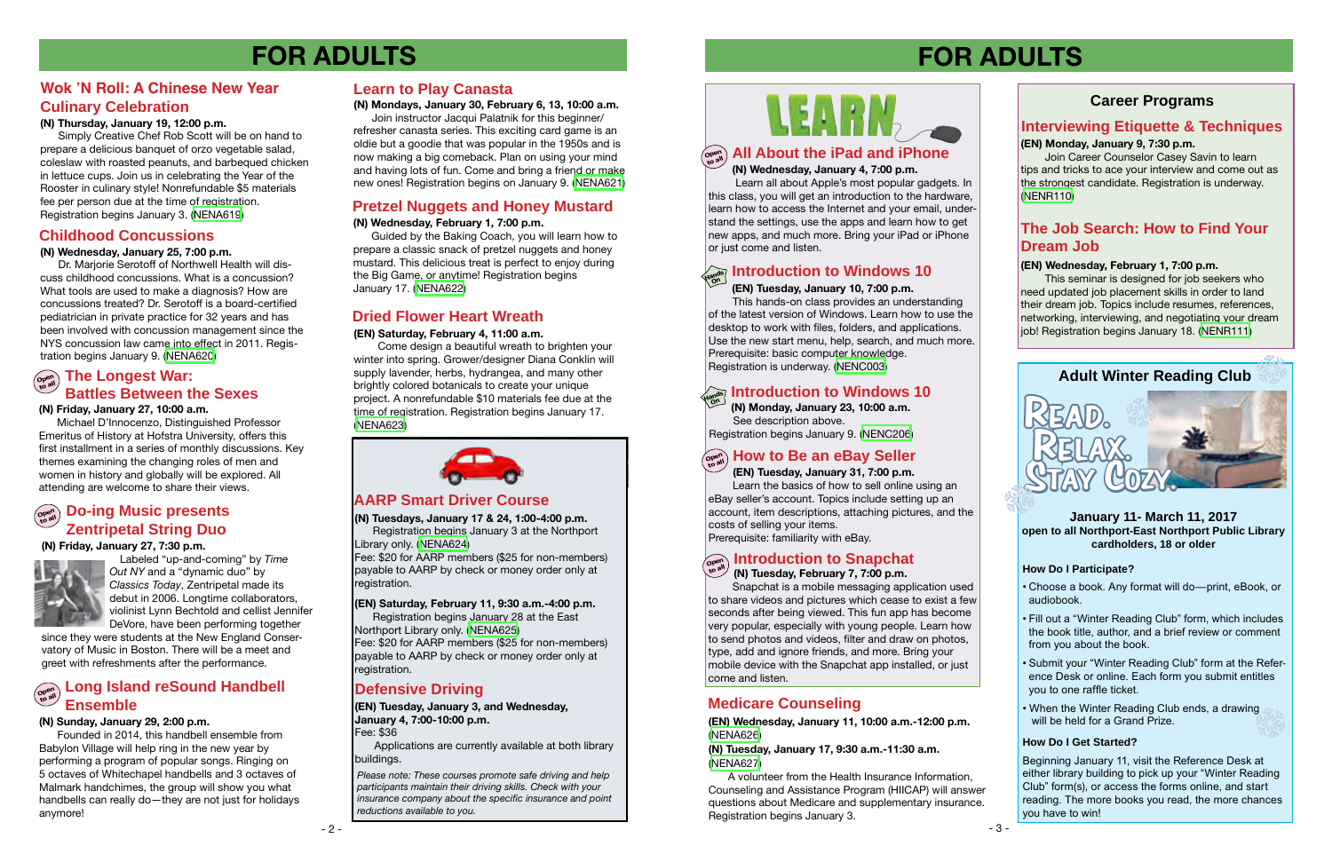# FOR ADULTS

## Wok 'N Roll: A Chinese New Year Culinary Celebration

**(N) Thursday, January 19, 12:00 p.m.**

Simply Creative Chef Rob Scott will be on hand to prepare a delicious banquet of orzo vegetable salad, coleslaw with roasted peanuts, and barbequed chicken in lettuce cups. Join us in celebrating the Year of the Rooster in culinary style! Nonrefundable $5 materials fee per person due at the time of registration. Registration begins January 3. (NENA619)

## Childhood Concussions

**(N) Wednesday, January 25, 7:00 p.m.**

Dr. Marjorie Serotoff of Northwell Health will discuss childhood concussions. What is a concussion? What tools are used to make a diagnosis? How are concussions treated? Dr. Serotoff is a board-certified pediatrician in private practice for 32 years and has been involved with concussion management since the NYS concussion law came into effect in 2011. Registration begins January 9. (NENA620)

## The Longest War: Battles Between the Sexes

Open to all

**(N) Friday, January 27, 10:00 a.m.**

Michael D'Innocenzo, Distinguished Professor Emeritus of History at Hofstra University, offers this first installment in a series of monthly discussions. Key themes examining the changing roles of men and women in history and globally will be explored. All attending are welcome to share their views.

## Do-ing Music presents Zentripetal String Duo

Open to all

**(N) Friday, January 27, 7:30 p.m.**

Labeled "up-and-coming" by *Time Out NY* and a "dynamic duo" by *Classics Today*, Zentripetal made its debut in 2006. Longtime collaborators, violinist Lynn Bechtold and cellist Jennifer DeVore, have been performing together since they were students at the New England Conservatory of Music in Boston. There will be a meet and greet with refreshments after the performance.

## Long Island reSound Handbell Ensemble

Open to all

**(N) Sunday, January 29, 2:00 p.m.**

Founded in 2014, this handbell ensemble from Babylon Village will help ring in the new year by performing a program of popular songs. Ringing on 5 octaves of Whitechapel handbells and 3 octaves of Malmark handchimes, the group will show you what handbells can really do—they are not just for holidays anymore!

## Learn to Play Canasta

**(N) Mondays, January 30, February 6, 13, 10:00 a.m.**

Join instructor Jacqui Palatnik for this beginner/refresher canasta series. This exciting card game is an oldie but a goodie that was popular in the 1950s and is now making a big comeback. Plan on using your mind and having lots of fun. Come and bring a friend or make new ones! Registration begins on January 9. (NENA621)

## Pretzel Nuggets and Honey Mustard

**(N) Wednesday, February 1, 7:00 p.m.**

Guided by the Baking Coach, you will learn how to prepare a classic snack of pretzel nuggets and honey mustard. This delicious treat is perfect to enjoy during the Big Game, or anytime! Registration begins January 17. (NENA622)

## Dried Flower Heart Wreath

**(EN) Saturday, February 4, 11:00 a.m.**

Come design a beautiful wreath to brighten your winter into spring. Grower/designer Diana Conklin will supply lavender, herbs, hydrangea, and many other brightly colored botanicals to create your unique project. A nonrefundable $10 materials fee due at the time of registration. Registration begins January 17. (NENA623)

## AARP Smart Driver Course

**(N) Tuesdays, January 17 & 24, 1:00-4:00 p.m.**

Registration begins January 3 at the Northport Library only. (NENA624)

Fee: $20 for AARP members ($25 for non-members) payable to AARP by check or money order only at registration.

**(EN) Saturday, February 11, 9:30 a.m.-4:00 p.m.**

Registration begins January 28 at the East Northport Library only. (NENA625)

Fee: $20 for AARP members ($25 for non-members) payable to AARP by check or money order only at registration.

## Defensive Driving

**(EN) Tuesday, January 3, and Wednesday, January 4, 7:00-10:00 p.m.**

Fee: $36

Applications are currently available at both library buildings.

*Please note: These courses promote safe driving and help participants maintain their driving skills. Check with your insurance company about the specific insurance and point reductions available to you.*

# FOR ADULTS

# LEARN

## All About the iPad and iPhone

Open to all

**(N) Wednesday, January 4, 7:00 p.m.**

Learn all about Apple's most popular gadgets. In this class, you will get an introduction to the hardware, learn how to access the Internet and your email, understand the settings, use the apps and learn how to get new apps, and much more. Bring your iPad or iPhone or just come and listen.

## Introduction to Windows 10

Hands On

**(EN) Tuesday, January 10, 7:00 p.m.**

This hands-on class provides an understanding of the latest version of Windows. Learn how to use the desktop to work with files, folders, and applications. Use the new start menu, help, search, and much more. Prerequisite: basic computer knowledge. Registration is underway. (NENC003)

## Introduction to Windows 10

Hands On

**(N) Monday, January 23, 10:00 a.m.**

See description above.

Registration begins January 9. (NENC206)

## How to Be an eBay Seller

Open to all

**(EN) Tuesday, January 31, 7:00 p.m.**

Learn the basics of how to sell online using an eBay seller's account. Topics include setting up an account, item descriptions, attaching pictures, and the costs of selling your items.

Prerequisite: familiarity with eBay.

## Introduction to Snapchat

Open to all

**(N) Tuesday, February 7, 7:00 p.m.**

Snapchat is a mobile messaging application used to share videos and pictures which cease to exist a few seconds after being viewed. This fun app has become very popular, especially with young people. Learn how to send photos and videos, filter and draw on photos, type, add and ignore friends, and more. Bring your mobile device with the Snapchat app installed, or just come and listen.

## Medicare Counseling

**(EN) Wednesday, January 11, 10:00 a.m.-12:00 p.m.** (NENA626)

**(N) Tuesday, January 17, 9:30 a.m.-11:30 a.m.** (NENA627)

A volunteer from the Health Insurance Information, Counseling and Assistance Program (HIICAP) will answer questions about Medicare and supplementary insurance. Registration begins January 3.

## Career Programs

### Interviewing Etiquette & Techniques

**(EN) Monday, January 9, 7:30 p.m.**

Join Career Counselor Casey Savin to learn tips and tricks to ace your interview and come out as the strongest candidate. Registration is underway. (NENR110)

### The Job Search: How to Find Your Dream Job

**(EN) Wednesday, February 1, 7:00 p.m.**

This seminar is designed for job seekers who need updated job placement skills in order to land their dream job. Topics include resumes, references, networking, interviewing, and negotiating your dream job! Registration begins January 18. (NENR111)

## Adult Winter Reading Club

Read. Relax. Stay Cozy.

**January 11- March 11, 2017**
**open to all Northport-East Northport Public Library cardholders, 18 or older**

### How Do I Participate?

- Choose a book. Any format will do—print, eBook, or audiobook.
- Fill out a "Winter Reading Club" form, which includes the book title, author, and a brief review or comment from you about the book.
- Submit your "Winter Reading Club" form at the Reference Desk or online. Each form you submit entitles you to one raffle ticket.
- When the Winter Reading Club ends, a drawing will be held for a Grand Prize.

### How Do I Get Started?

Beginning January 11, visit the Reference Desk at either library building to pick up your "Winter Reading Club" form(s), or access the forms online, and start reading. The more books you read, the more chances you have to win!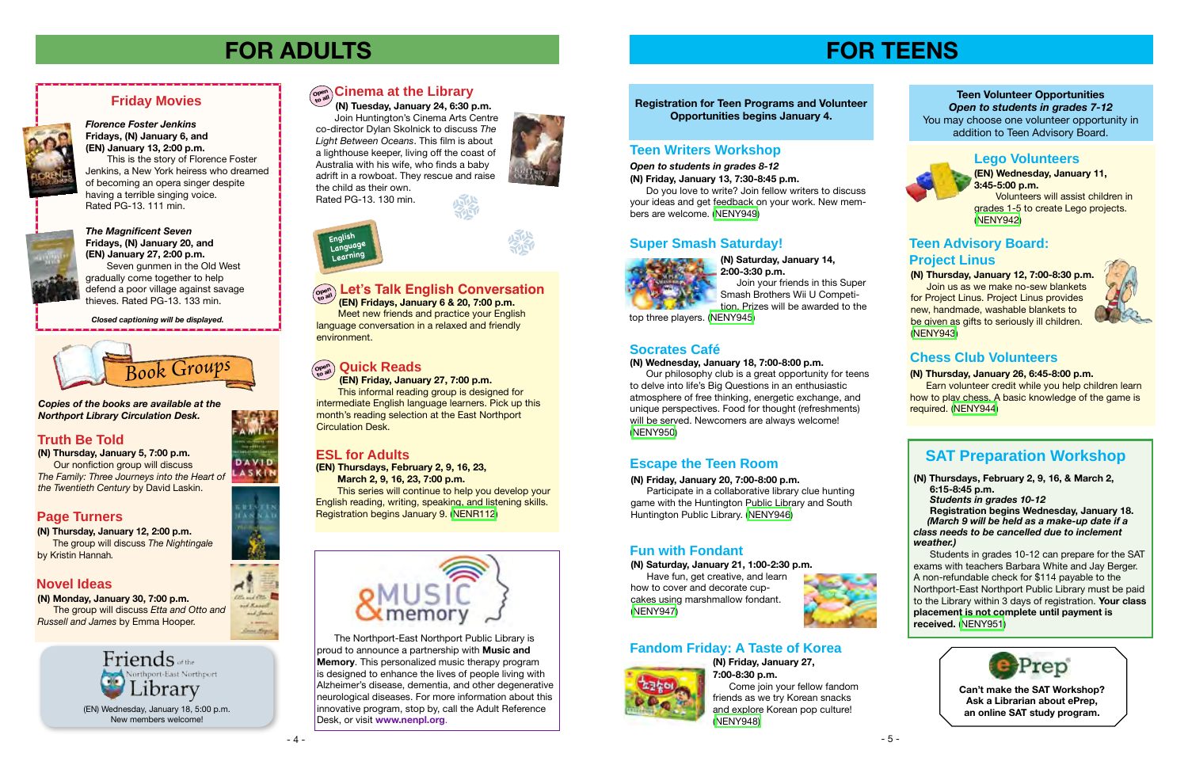# FOR ADULTS

## Friday Movies

***Florence Foster Jenkins***
**Fridays, (N) January 6, and (EN) January 13, 2:00 p.m.**
This is the story of Florence Foster Jenkins, a New York heiress who dreamed of becoming an opera singer despite having a terrible singing voice. Rated PG-13. 111 min.

***The Magnificent Seven***
**Fridays, (N) January 20, and (EN) January 27, 2:00 p.m.**
Seven gunmen in the Old West gradually come together to help defend a poor village against savage thieves. Rated PG-13. 133 min.

***Closed captioning will be displayed.***

## Book Groups

***Copies of the books are available at the Northport Library Circulation Desk.***

### Truth Be Told

**(N) Thursday, January 5, 7:00 p.m.**
Our nonfiction group will discuss *The Family: Three Journeys into the Heart of the Twentieth Century* by David Laskin.

### Page Turners

**(N) Thursday, January 12, 2:00 p.m.**
The group will discuss *The Nightingale* by Kristin Hannah.

### Novel Ideas

**(N) Monday, January 30, 7:00 p.m.**
The group will discuss *Etta and Otto and Russell and James* by Emma Hooper.

**Friends of the Northport-East Northport Library**
(EN) Wednesday, January 18, 5:00 p.m.
New members welcome!

## Cinema at the Library

Open to all

**(N) Tuesday, January 24, 6:30 p.m.**
Join Huntington's Cinema Arts Centre co-director Dylan Skolnick to discuss *The Light Between Oceans*. This film is about a lighthouse keeper, living off the coast of Australia with his wife, who finds a baby adrift in a rowboat. They rescue and raise the child as their own.
Rated PG-13. 130 min.

**English Language Learning**

## Let's Talk English Conversation

Open to all

**(EN) Fridays, January 6 & 20, 7:00 p.m.**
Meet new friends and practice your English language conversation in a relaxed and friendly environment.

## Quick Reads

Open to all

**(EN) Friday, January 27, 7:00 p.m.**
This informal reading group is designed for intermediate English language learners. Pick up this month's reading selection at the East Northport Circulation Desk.

## ESL for Adults

**(EN) Thursdays, February 2, 9, 16, 23, March 2, 9, 16, 23, 7:00 p.m.**
This series will continue to help you develop your English reading, writing, speaking, and listening skills. Registration begins January 9. (NENR112)

**Music & memory**

The Northport-East Northport Public Library is proud to announce a partnership with **Music and Memory**. This personalized music therapy program is designed to enhance the lives of people living with Alzheimer's disease, dementia, and other degenerative neurological diseases. For more information about this innovative program, stop by, call the Adult Reference Desk, or visit **www.nenpl.org**.

# FOR TEENS

**Registration for Teen Programs and Volunteer Opportunities begins January 4.**

## Teen Writers Workshop

***Open to students in grades 8-12***
**(N) Friday, January 13, 7:30-8:45 p.m.**
Do you love to write? Join fellow writers to discuss your ideas and get feedback on your work. New members are welcome. (NENY949)

## Super Smash Saturday!

**(N) Saturday, January 14, 2:00-3:30 p.m.**
Join your friends in this Super Smash Brothers Wii U Competition. Prizes will be awarded to the top three players. (NENY945)

## Socrates Café

**(N) Wednesday, January 18, 7:00-8:00 p.m.**
Our philosophy club is a great opportunity for teens to delve into life's Big Questions in an enthusiastic atmosphere of free thinking, energetic exchange, and unique perspectives. Food for thought (refreshments) will be served. Newcomers are always welcome! (NENY950)

## Escape the Teen Room

**(N) Friday, January 20, 7:00-8:00 p.m.**
Participate in a collaborative library clue hunting game with the Huntington Public Library and South Huntington Public Library. (NENY946)

## Fun with Fondant

**(N) Saturday, January 21, 1:00-2:30 p.m.**
Have fun, get creative, and learn how to cover and decorate cupcakes using marshmallow fondant. (NENY947)

## Fandom Friday: A Taste of Korea

**(N) Friday, January 27, 7:00-8:30 p.m.**
Come join your fellow fandom friends as we try Korean snacks and explore Korean pop culture! (NENY948)

**Teen Volunteer Opportunities**
***Open to students in grades 7-12***
You may choose one volunteer opportunity in addition to Teen Advisory Board.

## Lego Volunteers

**(EN) Wednesday, January 11, 3:45-5:00 p.m.**
Volunteers will assist children in grades 1-5 to create Lego projects. (NENY942)

## Teen Advisory Board: Project Linus

**(N) Thursday, January 12, 7:00-8:30 p.m.**
Join us as we make no-sew blankets for Project Linus. Project Linus provides new, handmade, washable blankets to be given as gifts to seriously ill children. (NENY943)

## Chess Club Volunteers

**(N) Thursday, January 26, 6:45-8:00 p.m.**
Earn volunteer credit while you help children learn how to play chess. A basic knowledge of the game is required. (NENY944)

## SAT Preparation Workshop

**(N) Thursdays, February 2, 9, 16, & March 2, 6:15-8:45 p.m.**
***Students in grades 10-12***
**Registration begins Wednesday, January 18.**
***(March 9 will be held as a make-up date if a class needs to be cancelled due to inclement weather.)***

Students in grades 10-12 can prepare for the SAT exams with teachers Barbara White and Jay Berger. A non-refundable check for $114 payable to the Northport-East Northport Public Library must be paid to the Library within 3 days of registration. **Your class placement is not complete until payment is received.** (NENY951)

**ePrep**
**Can't make the SAT Workshop? Ask a Librarian about ePrep, an online SAT study program.**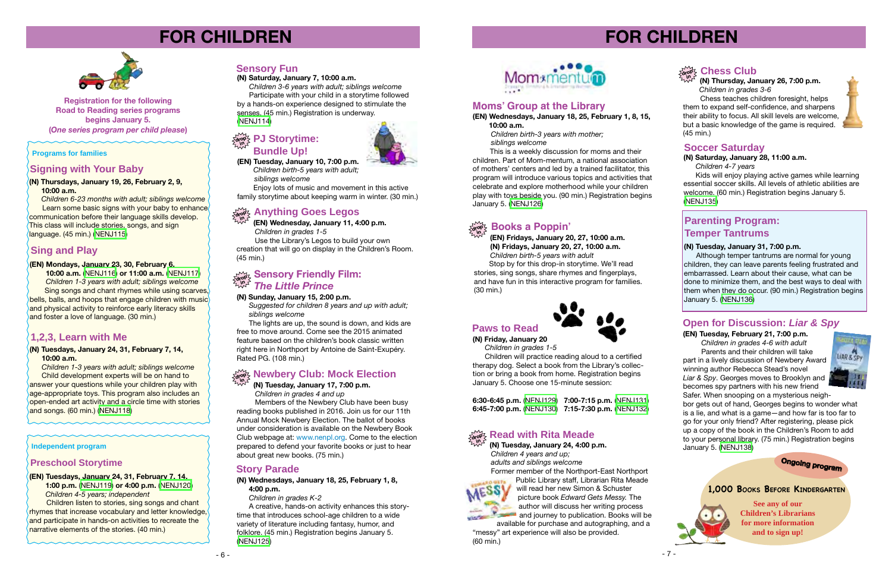# FOR CHILDREN

**Registration for the following Road to Reading series programs begins January 5. (*One series program per child please*)**

### Programs for families

## Signing with Your Baby

**(N) Thursdays, January 19, 26, February 2, 9, 10:00 a.m.**

*Children 6-23 months with adult; siblings welcome*

Learn some basic signs with your baby to enhance communication before their language skills develop. This class will include stories, songs, and sign language. (45 min.) (NENJ115)

## Sing and Play

**(EN) Mondays, January 23, 30, February 6, 10:00 a.m. (NENJ116) or 11:00 a.m. (NENJ117)**

*Children 1-3 years with adult; siblings welcome*

Sing songs and chant rhymes while using scarves, bells, balls, and hoops that engage children with music and physical activity to reinforce early literacy skills and foster a love of language. (30 min.)

## 1,2,3, Learn with Me

**(N) Tuesdays, January 24, 31, February 7, 14, 10:00 a.m.**

*Children 1-3 years with adult; siblings welcome*

Child development experts will be on hand to answer your questions while your children play with age-appropriate toys. This program also includes an open-ended art activity and a circle time with stories and songs. (60 min.) (NENJ118)

### Independent program

## Preschool Storytime

**(EN) Tuesdays, January 24, 31, February 7, 14, 1:00 p.m. (NENJ119) or 4:00 p.m. (NENJ120)**

*Children 4-5 years; independent*

Children listen to stories, sing songs and chant rhymes that increase vocabulary and letter knowledge, and participate in hands-on activities to recreate the narrative elements of the stories. (40 min.)

## Sensory Fun

**(N) Saturday, January 7, 10:00 a.m.**

*Children 3-6 years with adult; siblings welcome*

Participate with your child in a storytime followed by a hands-on experience designed to stimulate the senses. (45 min.) Registration is underway. (NENJ114)

## PJ Storytime: Bundle Up!

drop in

**(EN) Tuesday, January 10, 7:00 p.m.**

*Children birth-5 years with adult; siblings welcome*

Enjoy lots of music and movement in this active family storytime about keeping warm in winter. (30 min.)

## Anything Goes Legos

drop in

**(EN) Wednesday, January 11, 4:00 p.m.**

*Children in grades 1-5*

Use the Library's Legos to build your own creation that will go on display in the Children's Room. (45 min.)

## Sensory Friendly Film: *The Little Prince*

drop in

**(N) Sunday, January 15, 2:00 p.m.**

*Suggested for children 8 years and up with adult; siblings welcome*

The lights are up, the sound is down, and kids are free to move around. Come see the 2015 animated feature based on the children's book classic written right here in Northport by Antoine de Saint-Exupéry. Rated PG. (108 min.)

## Newbery Club: Mock Election

drop in

**(N) Tuesday, January 17, 7:00 p.m.**

*Children in grades 4 and up*

Members of the Newbery Club have been busy reading books published in 2016. Join us for our 11th Annual Mock Newbery Election. The ballot of books under consideration is available on the Newbery Book Club webpage at: www.nenpl.org. Come to the election prepared to defend your favorite books or just to hear about great new books. (75 min.)

## Story Parade

**(N) Wednesdays, January 18, 25, February 1, 8, 4:00 p.m.**

*Children in grades K-2*

A creative, hands-on activity enhances this storytime that introduces school-age children to a wide variety of literature including fantasy, humor, and folklore. (45 min.) Registration begins January 5. (NENJ125)

# FOR CHILDREN

## Moms' Group at the Library

**(EN) Wednesdays, January 18, 25, February 1, 8, 15, 10:00 a.m.**

*Children birth-3 years with mother; siblings welcome*

This is a weekly discussion for moms and their children. Part of Mom-mentum, a national association of mothers' centers and led by a trained facilitator, this program will introduce various topics and activities that celebrate and explore motherhood while your children play with toys beside you. (90 min.) Registration begins January 5. (NENJ126)

## Books a Poppin'

drop in

**(EN) Fridays, January 20, 27, 10:00 a.m.**
**(N) Fridays, January 20, 27, 10:00 a.m.**

*Children birth-5 years with adult*

Stop by for this drop-in storytime. We'll read stories, sing songs, share rhymes and fingerplays, and have fun in this interactive program for families. (30 min.)

## Paws to Read

**(N) Friday, January 20**

*Children in grades 1-5*

Children will practice reading aloud to a certified therapy dog. Select a book from the Library's collection or bring a book from home. Registration begins January 5. Choose one 15-minute session:

6:30-6:45 p.m. (NENJ129) 7:00-7:15 p.m. (NENJ131)
6:45-7:00 p.m. (NENJ130) 7:15-7:30 p.m. (NENJ132)

## Read with Rita Meade

drop in

**(N) Tuesday, January 24, 4:00 p.m.**

*Children 4 years and up; adults and siblings welcome*

Former member of the Northport-East Northport Public Library staff, Librarian Rita Meade will read her new Simon & Schuster picture book *Edward Gets Messy.* The author will discuss her writing process and journey to publication. Books will be available for purchase and autographing, and a "messy" art experience will also be provided. (60 min.)

## Chess Club

drop in

**(N) Thursday, January 26, 7:00 p.m.**

*Children in grades 3-6*

Chess teaches children foresight, helps them to expand self-confidence, and sharpens their ability to focus. All skill levels are welcome, but a basic knowledge of the game is required. (45 min.)

## Soccer Saturday

**(N) Saturday, January 28, 11:00 a.m.**

*Children 4-7 years*

Kids will enjoy playing active games while learning essential soccer skills. All levels of athletic abilities are welcome. (60 min.) Registration begins January 5. (NENJ135)

## Parenting Program: Temper Tantrums

**(N) Tuesday, January 31, 7:00 p.m.**

Although temper tantrums are normal for young children, they can leave parents feeling frustrated and embarrassed. Learn about their cause, what can be done to minimize them, and the best ways to deal with them when they do occur. (90 min.) Registration begins January 5. (NENJ136)

## Open for Discussion: *Liar & Spy*

**(EN) Tuesday, February 21, 7:00 p.m.**

*Children in grades 4-6 with adult*

Parents and their children will take part in a lively discussion of Newbery Award winning author Rebecca Stead's novel *Liar & Spy*. Georges moves to Brooklyn and becomes spy partners with his new friend Safer. When snooping on a mysterious neighbor gets out of hand, Georges begins to wonder what is a lie, and what is a game—and how far is too far to go for your only friend? After registering, please pick up a copy of the book in the Children's Room to add to your personal library. (75 min.) Registration begins January 5. (NENJ138)

**Ongoing program**

## 1,000 Books Before Kindergarten

**See any of our Children's Librarians for more information and to sign up!**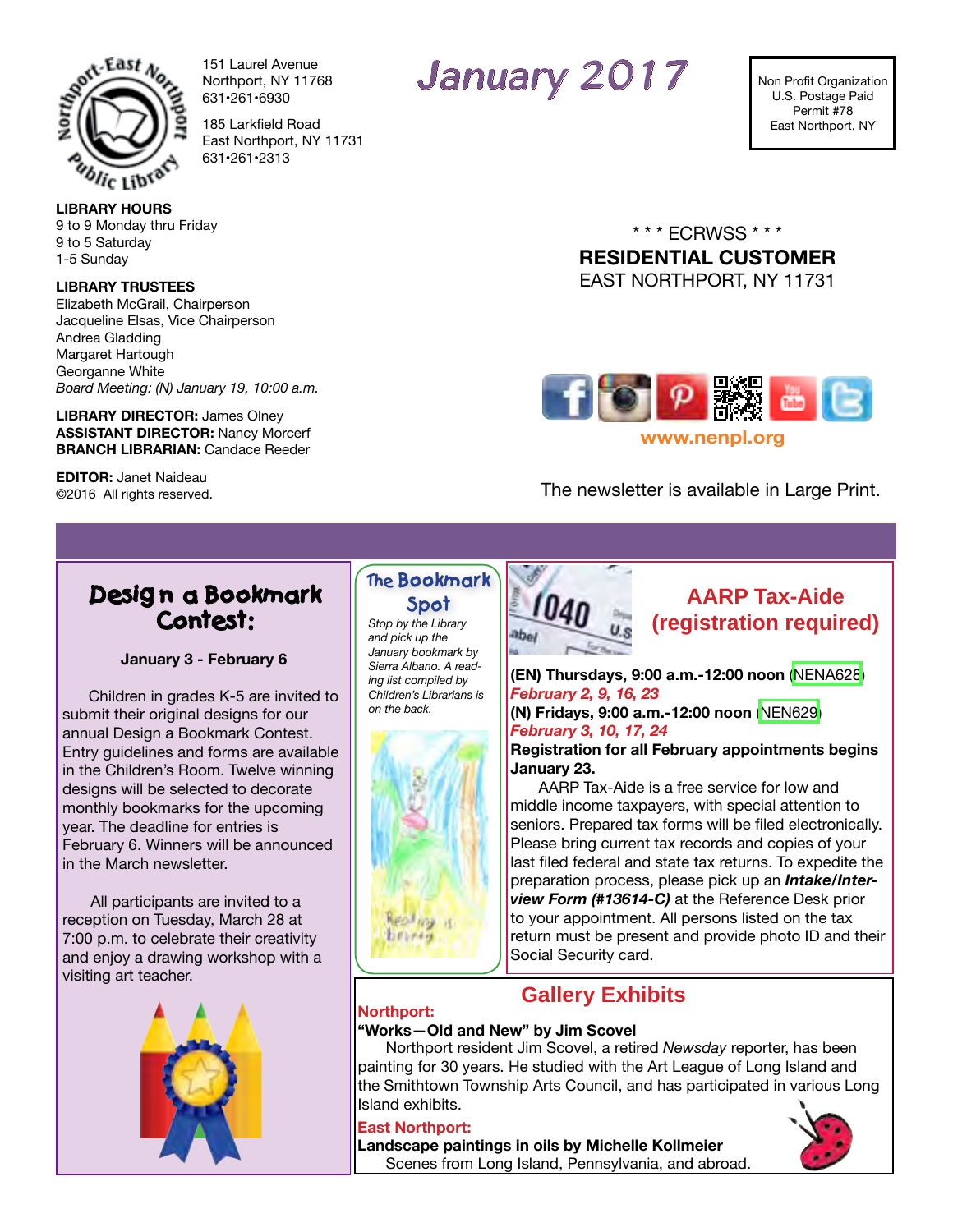151 Laurel Avenue
Northport, NY 11768
631•261•6930

185 Larkfield Road
East Northport, NY 11731
631•261•2313

# January 2017

Non Profit Organization
U.S. Postage Paid
Permit #78
East Northport, NY

**LIBRARY HOURS**
9 to 9 Monday thru Friday
9 to 5 Saturday
1-5 Sunday

**LIBRARY TRUSTEES**
Elizabeth McGrail, Chairperson
Jacqueline Elsas, Vice Chairperson
Andrea Gladding
Margaret Hartough
Georganne White
*Board Meeting: (N) January 19, 10:00 a.m.*

**LIBRARY DIRECTOR:** James Olney
**ASSISTANT DIRECTOR:** Nancy Morcerf
**BRANCH LIBRARIAN:** Candace Reeder

**EDITOR:** Janet Naideau
©2016 All rights reserved.

\* \* \* ECRWSS \* \* \*
**RESIDENTIAL CUSTOMER**
EAST NORTHPORT, NY 11731

**www.nenpl.org**

The newsletter is available in Large Print.

## Design a Bookmark Contest:

**January 3 - February 6**

Children in grades K-5 are invited to submit their original designs for our annual Design a Bookmark Contest. Entry guidelines and forms are available in the Children's Room. Twelve winning designs will be selected to decorate monthly bookmarks for the upcoming year. The deadline for entries is February 6. Winners will be announced in the March newsletter.

All participants are invited to a reception on Tuesday, March 28 at 7:00 p.m. to celebrate their creativity and enjoy a drawing workshop with a visiting art teacher.

## The Bookmark Spot

*Stop by the Library and pick up the January bookmark by Sierra Albano. A reading list compiled by Children's Librarians is on the back.*

## AARP Tax-Aide (registration required)

**(EN) Thursdays, 9:00 a.m.-12:00 noon (NENA628)**
***February 2, 9, 16, 23***
**(N) Fridays, 9:00 a.m.-12:00 noon (NEN629)**
***February 3, 10, 17, 24***
**Registration for all February appointments begins January 23.**

AARP Tax-Aide is a free service for low and middle income taxpayers, with special attention to seniors. Prepared tax forms will be filed electronically. Please bring current tax records and copies of your last filed federal and state tax returns. To expedite the preparation process, please pick up an ***Intake/Interview Form (#13614-C)*** at the Reference Desk prior to your appointment. All persons listed on the tax return must be present and provide photo ID and their Social Security card.

## Gallery Exhibits

**Northport:**
**"Works—Old and New" by Jim Scovel**
Northport resident Jim Scovel, a retired *Newsday* reporter, has been painting for 30 years. He studied with the Art League of Long Island and the Smithtown Township Arts Council, and has participated in various Long Island exhibits.

**East Northport:**
**Landscape paintings in oils by Michelle Kollmeier**
Scenes from Long Island, Pennsylvania, and abroad.